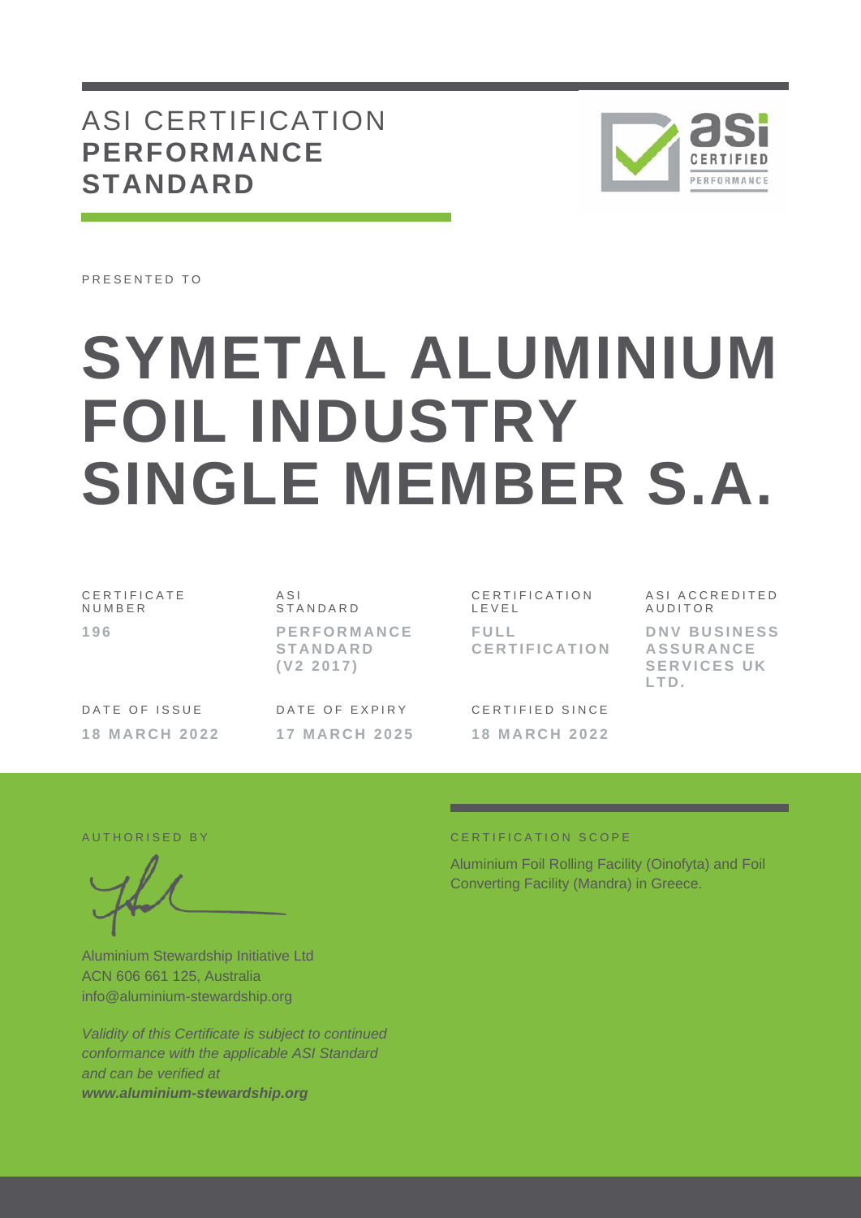# ASI CERTIFICATION **PERFORMANCE STANDARD**

PRESENTED TO

# SYMETAL ALUMINIUM FOIL INDUSTRY SINGLE MEMBER S.A.

| CERTIFICATE NUMBER | ASI STANDARD | CERTIFICATION LEVEL | ASI ACCREDITED AUDITOR |
|---|---|---|---|
| **196** | **PERFORMANCE STANDARD (V2 2017)** | **FULL CERTIFICATION** | **DNV BUSINESS ASSURANCE SERVICES UK LTD.** |

| DATE OF ISSUE | DATE OF EXPIRY | CERTIFIED SINCE |
|---|---|---|
| **18 MARCH 2022** | **17 MARCH 2025** | **18 MARCH 2022** |

AUTHORISED BY

Aluminium Stewardship Initiative Ltd
ACN 606 661 125, Australia
info@aluminium-stewardship.org

*Validity of this Certificate is subject to continued conformance with the applicable ASI Standard and can be verified at* ***www.aluminium-stewardship.org***

CERTIFICATION SCOPE

Aluminium Foil Rolling Facility (Oinofyta) and Foil Converting Facility (Mandra) in Greece.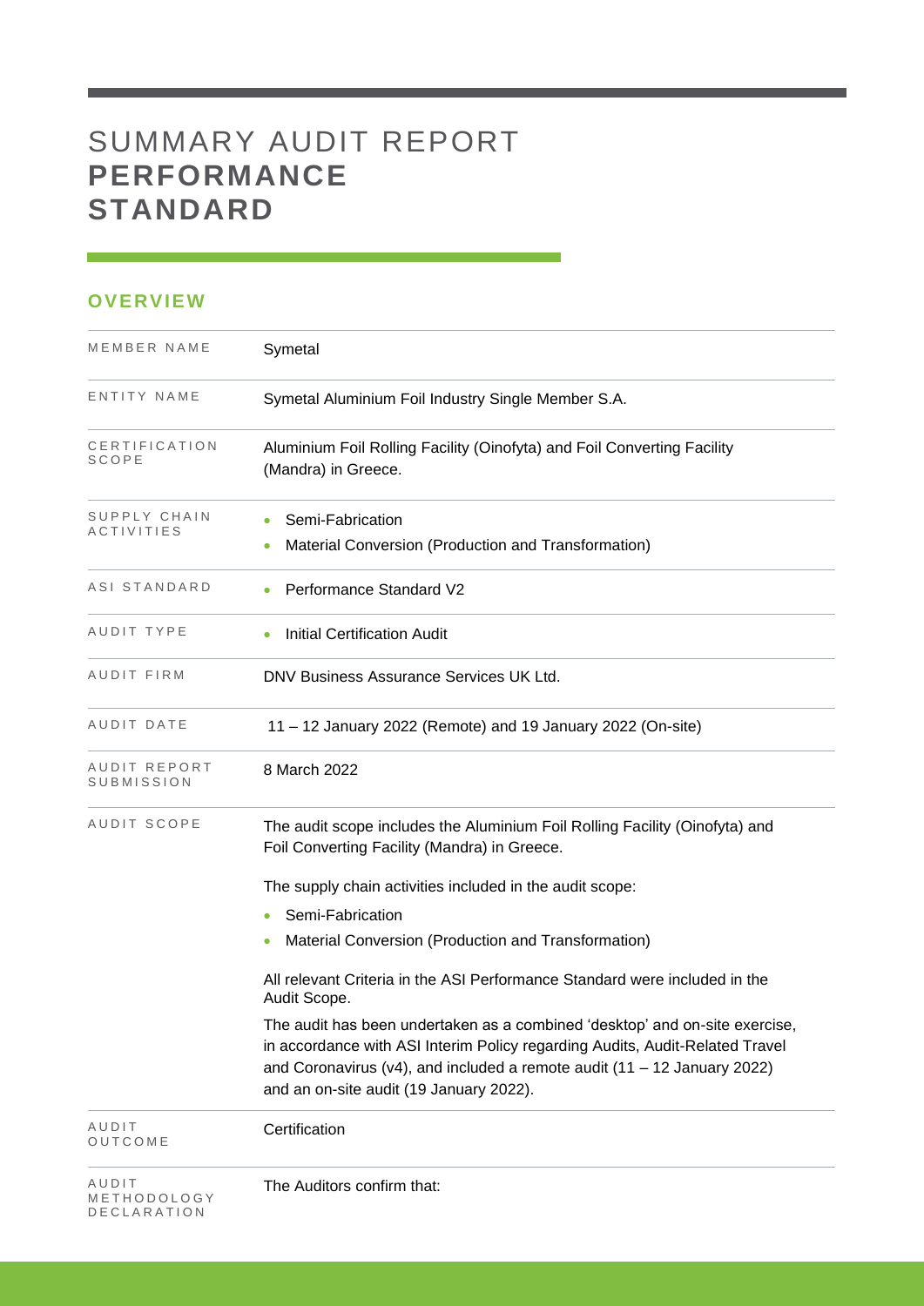# SUMMARY AUDIT REPORT **PERFORMANCE STANDARD**

## OVERVIEW

| | |
|---|---|
| MEMBER NAME | Symetal |
| ENTITY NAME | Symetal Aluminium Foil Industry Single Member S.A. |
| CERTIFICATION SCOPE | Aluminium Foil Rolling Facility (Oinofyta) and Foil Converting Facility (Mandra) in Greece. |
| SUPPLY CHAIN ACTIVITIES | • Semi-Fabrication<br>• Material Conversion (Production and Transformation) |
| ASI STANDARD | • Performance Standard V2 |
| AUDIT TYPE | • Initial Certification Audit |
| AUDIT FIRM | DNV Business Assurance Services UK Ltd. |
| AUDIT DATE | 11 – 12 January 2022 (Remote) and 19 January 2022 (On-site) |
| AUDIT REPORT SUBMISSION | 8 March 2022 |
| AUDIT SCOPE | The audit scope includes the Aluminium Foil Rolling Facility (Oinofyta) and Foil Converting Facility (Mandra) in Greece.<br><br>The supply chain activities included in the audit scope:<br>• Semi-Fabrication<br>• Material Conversion (Production and Transformation)<br><br>All relevant Criteria in the ASI Performance Standard were included in the Audit Scope.<br><br>The audit has been undertaken as a combined 'desktop' and on-site exercise, in accordance with ASI Interim Policy regarding Audits, Audit-Related Travel and Coronavirus (v4), and included a remote audit (11 – 12 January 2022) and an on-site audit (19 January 2022). |
| AUDIT OUTCOME | Certification |
| AUDIT METHODOLOGY DECLARATION | The Auditors confirm that: |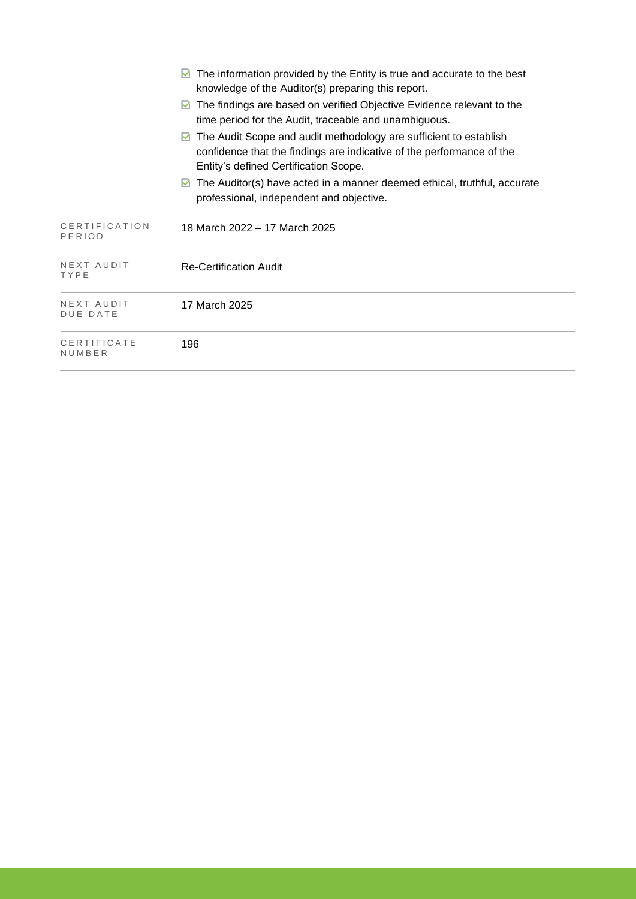| | |
|---|---|
| | ☑ The information provided by the Entity is true and accurate to the best knowledge of the Auditor(s) preparing this report.<br>☑ The findings are based on verified Objective Evidence relevant to the time period for the Audit, traceable and unambiguous.<br>☑ The Audit Scope and audit methodology are sufficient to establish confidence that the findings are indicative of the performance of the Entity's defined Certification Scope.<br>☑ The Auditor(s) have acted in a manner deemed ethical, truthful, accurate professional, independent and objective. |
| CERTIFICATION PERIOD | 18 March 2022 – 17 March 2025 |
| NEXT AUDIT TYPE | Re-Certification Audit |
| NEXT AUDIT DUE DATE | 17 March 2025 |
| CERTIFICATE NUMBER | 196 |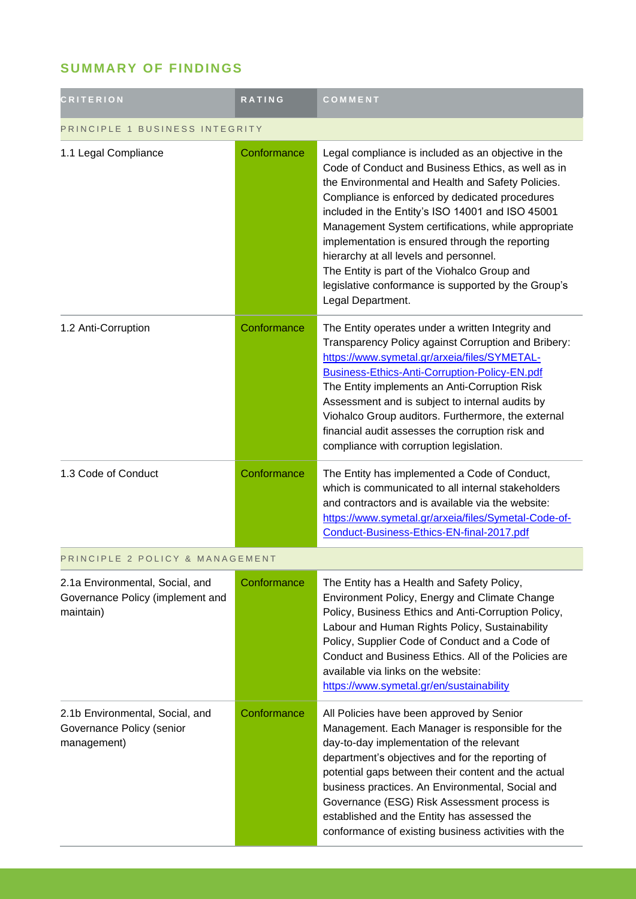## SUMMARY OF FINDINGS

| CRITERION | RATING | COMMENT |
|---|---|---|
| PRINCIPLE 1 BUSINESS INTEGRITY | | |
| 1.1 Legal Compliance | Conformance | Legal compliance is included as an objective in the Code of Conduct and Business Ethics, as well as in the Environmental and Health and Safety Policies. Compliance is enforced by dedicated procedures included in the Entity's ISO 14001 and ISO 45001 Management System certifications, while appropriate implementation is ensured through the reporting hierarchy at all levels and personnel.<br>The Entity is part of the Viohalco Group and legislative conformance is supported by the Group's Legal Department. |
| 1.2 Anti-Corruption | Conformance | The Entity operates under a written Integrity and Transparency Policy against Corruption and Bribery: https://www.symetal.gr/arxeia/files/SYMETAL-Business-Ethics-Anti-Corruption-Policy-EN.pdf<br>The Entity implements an Anti-Corruption Risk Assessment and is subject to internal audits by Viohalco Group auditors. Furthermore, the external financial audit assesses the corruption risk and compliance with corruption legislation. |
| 1.3 Code of Conduct | Conformance | The Entity has implemented a Code of Conduct, which is communicated to all internal stakeholders and contractors and is available via the website: https://www.symetal.gr/arxeia/files/Symetal-Code-of-Conduct-Business-Ethics-EN-final-2017.pdf |
| PRINCIPLE 2 POLICY & MANAGEMENT | | |
| 2.1a Environmental, Social, and Governance Policy (implement and maintain) | Conformance | The Entity has a Health and Safety Policy, Environment Policy, Energy and Climate Change Policy, Business Ethics and Anti-Corruption Policy, Labour and Human Rights Policy, Sustainability Policy, Supplier Code of Conduct and a Code of Conduct and Business Ethics. All of the Policies are available via links on the website: https://www.symetal.gr/en/sustainability |
| 2.1b Environmental, Social, and Governance Policy (senior management) | Conformance | All Policies have been approved by Senior Management. Each Manager is responsible for the day-to-day implementation of the relevant department's objectives and for the reporting of potential gaps between their content and the actual business practices. An Environmental, Social and Governance (ESG) Risk Assessment process is established and the Entity has assessed the conformance of existing business activities with the |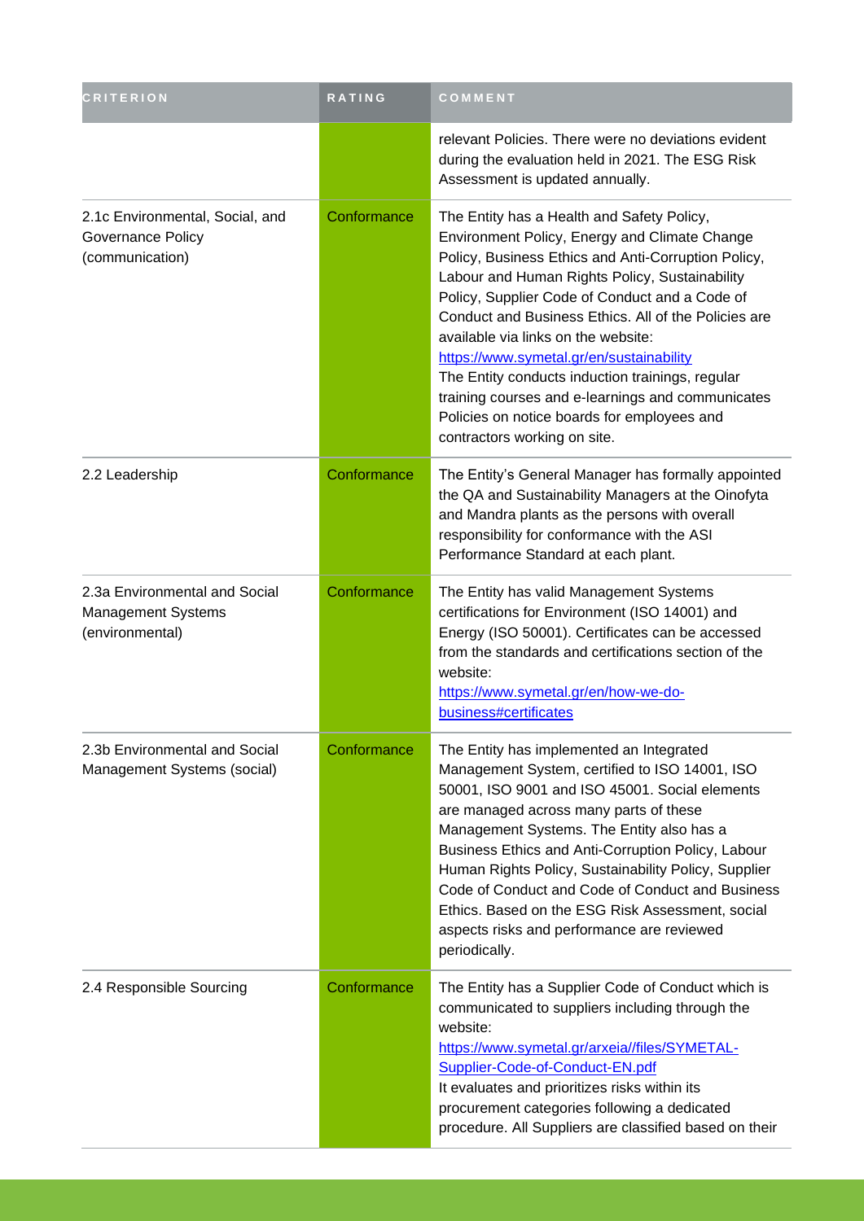| CRITERION | RATING | COMMENT |
|---|---|---|
| | | relevant Policies. There were no deviations evident during the evaluation held in 2021. The ESG Risk Assessment is updated annually. |
| 2.1c Environmental, Social, and Governance Policy (communication) | Conformance | The Entity has a Health and Safety Policy, Environment Policy, Energy and Climate Change Policy, Business Ethics and Anti-Corruption Policy, Labour and Human Rights Policy, Sustainability Policy, Supplier Code of Conduct and a Code of Conduct and Business Ethics. All of the Policies are available via links on the website: https://www.symetal.gr/en/sustainability The Entity conducts induction trainings, regular training courses and e-learnings and communicates Policies on notice boards for employees and contractors working on site. |
| 2.2 Leadership | Conformance | The Entity's General Manager has formally appointed the QA and Sustainability Managers at the Oinofyta and Mandra plants as the persons with overall responsibility for conformance with the ASI Performance Standard at each plant. |
| 2.3a Environmental and Social Management Systems (environmental) | Conformance | The Entity has valid Management Systems certifications for Environment (ISO 14001) and Energy (ISO 50001). Certificates can be accessed from the standards and certifications section of the website: https://www.symetal.gr/en/how-we-do-business#certificates |
| 2.3b Environmental and Social Management Systems (social) | Conformance | The Entity has implemented an Integrated Management System, certified to ISO 14001, ISO 50001, ISO 9001 and ISO 45001. Social elements are managed across many parts of these Management Systems. The Entity also has a Business Ethics and Anti-Corruption Policy, Labour Human Rights Policy, Sustainability Policy, Supplier Code of Conduct and Code of Conduct and Business Ethics. Based on the ESG Risk Assessment, social aspects risks and performance are reviewed periodically. |
| 2.4 Responsible Sourcing | Conformance | The Entity has a Supplier Code of Conduct which is communicated to suppliers including through the website: https://www.symetal.gr/arxeia//files/SYMETAL-Supplier-Code-of-Conduct-EN.pdf It evaluates and prioritizes risks within its procurement categories following a dedicated procedure. All Suppliers are classified based on their |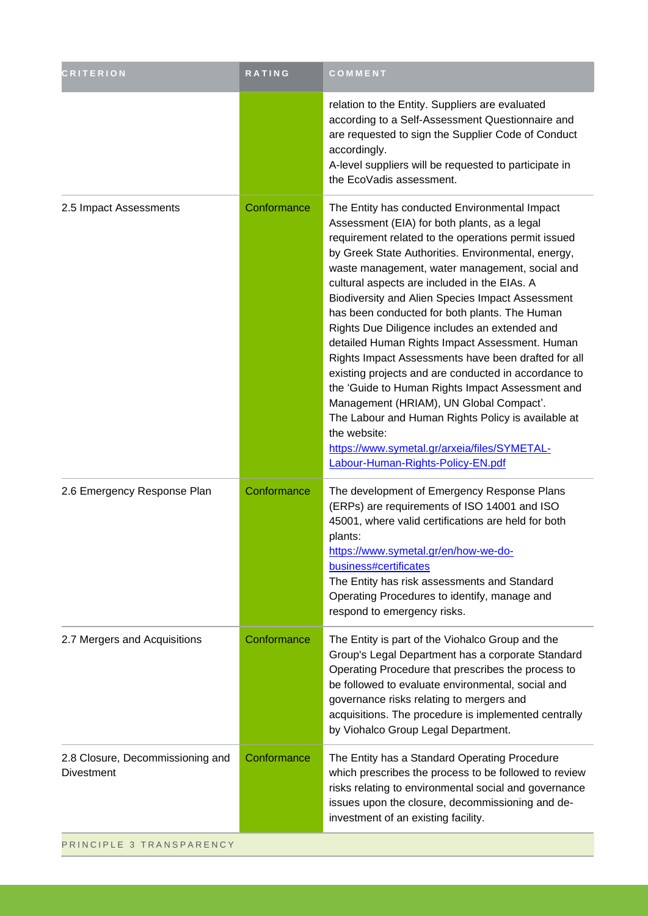| CRITERION | RATING | COMMENT |
| --- | --- | --- |
| | | relation to the Entity. Suppliers are evaluated according to a Self-Assessment Questionnaire and are requested to sign the Supplier Code of Conduct accordingly.<br>A-level suppliers will be requested to participate in the EcoVadis assessment. |
| 2.5 Impact Assessments | Conformance | The Entity has conducted Environmental Impact Assessment (EIA) for both plants, as a legal requirement related to the operations permit issued by Greek State Authorities. Environmental, energy, waste management, water management, social and cultural aspects are included in the EIAs. A Biodiversity and Alien Species Impact Assessment has been conducted for both plants. The Human Rights Due Diligence includes an extended and detailed Human Rights Impact Assessment. Human Rights Impact Assessments have been drafted for all existing projects and are conducted in accordance to the 'Guide to Human Rights Impact Assessment and Management (HRIAM), UN Global Compact'.<br>The Labour and Human Rights Policy is available at the website:<br>https://www.symetal.gr/arxeia/files/SYMETAL-Labour-Human-Rights-Policy-EN.pdf |
| 2.6 Emergency Response Plan | Conformance | The development of Emergency Response Plans (ERPs) are requirements of ISO 14001 and ISO 45001, where valid certifications are held for both plants:<br>https://www.symetal.gr/en/how-we-do-business#certificates<br>The Entity has risk assessments and Standard Operating Procedures to identify, manage and respond to emergency risks. |
| 2.7 Mergers and Acquisitions | Conformance | The Entity is part of the Viohalco Group and the Group's Legal Department has a corporate Standard Operating Procedure that prescribes the process to be followed to evaluate environmental, social and governance risks relating to mergers and acquisitions. The procedure is implemented centrally by Viohalco Group Legal Department. |
| 2.8 Closure, Decommissioning and Divestment | Conformance | The Entity has a Standard Operating Procedure which prescribes the process to be followed to review risks relating to environmental social and governance issues upon the closure, decommissioning and de-investment of an existing facility. |

PRINCIPLE 3 TRANSPARENCY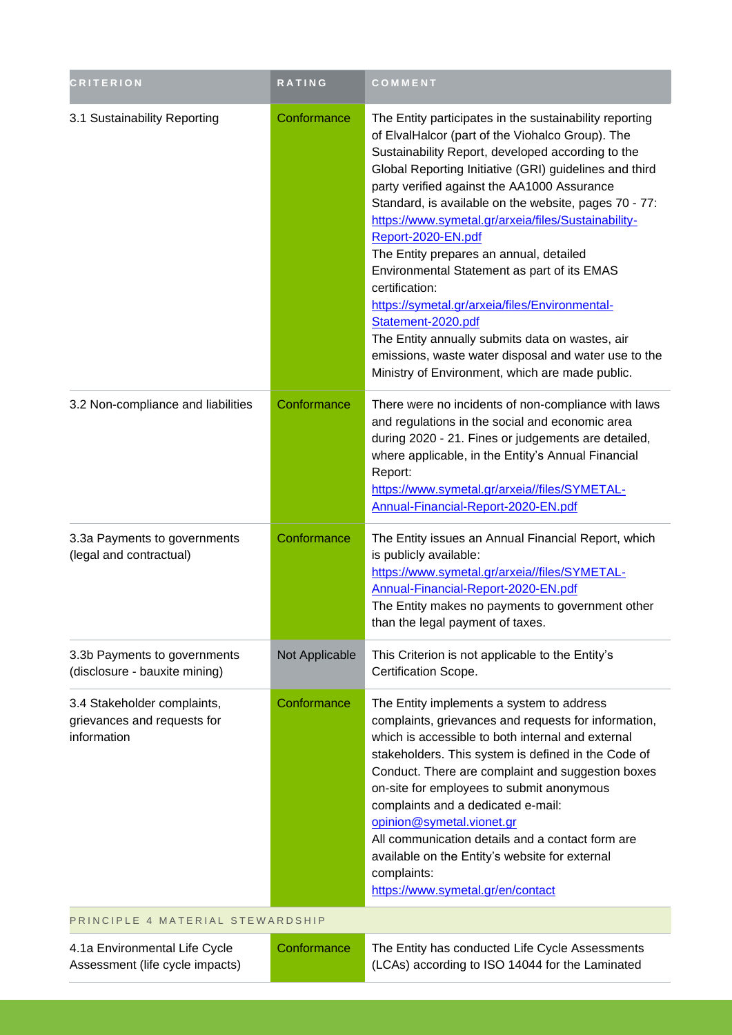| CRITERION | RATING | COMMENT |
|---|---|---|
| 3.1 Sustainability Reporting | Conformance | The Entity participates in the sustainability reporting of ElvalHalcor (part of the Viohalco Group). The Sustainability Report, developed according to the Global Reporting Initiative (GRI) guidelines and third party verified against the AA1000 Assurance Standard, is available on the website, pages 70 - 77: https://www.symetal.gr/arxeia/files/Sustainability-Report-2020-EN.pdf<br>The Entity prepares an annual, detailed Environmental Statement as part of its EMAS certification: https://symetal.gr/arxeia/files/Environmental-Statement-2020.pdf<br>The Entity annually submits data on wastes, air emissions, waste water disposal and water use to the Ministry of Environment, which are made public. |
| 3.2 Non-compliance and liabilities | Conformance | There were no incidents of non-compliance with laws and regulations in the social and economic area during 2020 - 21. Fines or judgements are detailed, where applicable, in the Entity's Annual Financial Report: https://www.symetal.gr/arxeia//files/SYMETAL-Annual-Financial-Report-2020-EN.pdf |
| 3.3a Payments to governments (legal and contractual) | Conformance | The Entity issues an Annual Financial Report, which is publicly available: https://www.symetal.gr/arxeia//files/SYMETAL-Annual-Financial-Report-2020-EN.pdf<br>The Entity makes no payments to government other than the legal payment of taxes. |
| 3.3b Payments to governments (disclosure - bauxite mining) | Not Applicable | This Criterion is not applicable to the Entity's Certification Scope. |
| 3.4 Stakeholder complaints, grievances and requests for information | Conformance | The Entity implements a system to address complaints, grievances and requests for information, which is accessible to both internal and external stakeholders. This system is defined in the Code of Conduct. There are complaint and suggestion boxes on-site for employees to submit anonymous complaints and a dedicated e-mail: opinion@symetal.vionet.gr<br>All communication details and a contact form are available on the Entity's website for external complaints: https://www.symetal.gr/en/contact |
| PRINCIPLE 4 MATERIAL STEWARDSHIP | | |
| 4.1a Environmental Life Cycle Assessment (life cycle impacts) | Conformance | The Entity has conducted Life Cycle Assessments (LCAs) according to ISO 14044 for the Laminated |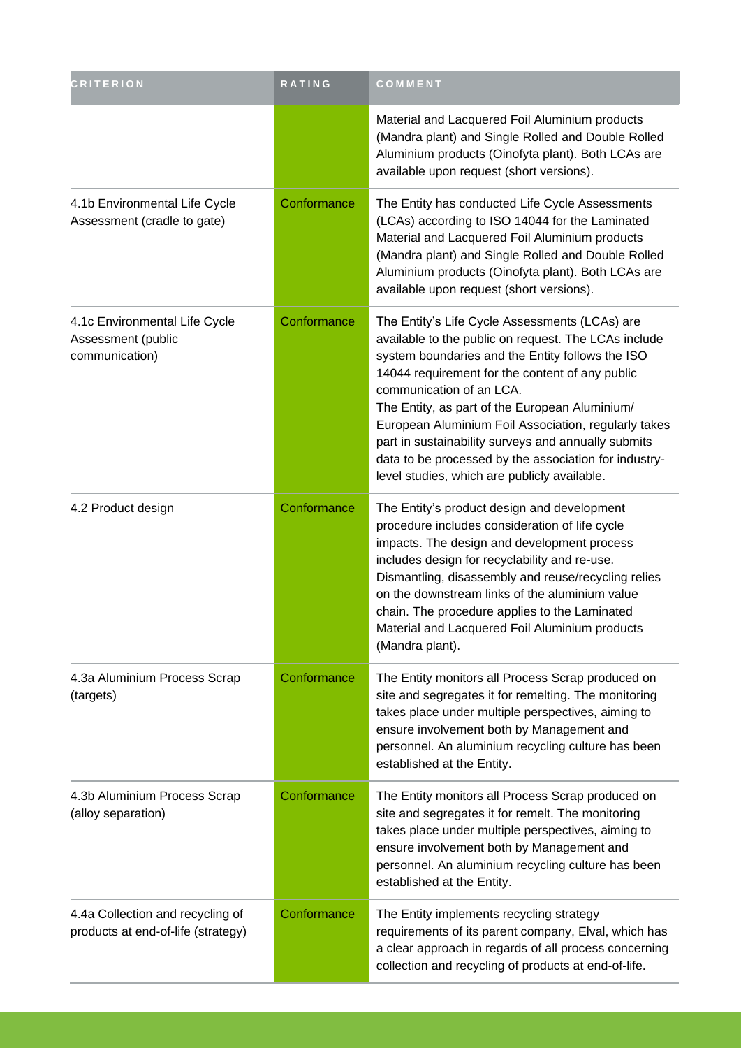| CRITERION | RATING | COMMENT |
| --- | --- | --- |
| | | Material and Lacquered Foil Aluminium products (Mandra plant) and Single Rolled and Double Rolled Aluminium products (Oinofyta plant). Both LCAs are available upon request (short versions). |
| 4.1b Environmental Life Cycle Assessment (cradle to gate) | Conformance | The Entity has conducted Life Cycle Assessments (LCAs) according to ISO 14044 for the Laminated Material and Lacquered Foil Aluminium products (Mandra plant) and Single Rolled and Double Rolled Aluminium products (Oinofyta plant). Both LCAs are available upon request (short versions). |
| 4.1c Environmental Life Cycle Assessment (public communication) | Conformance | The Entity's Life Cycle Assessments (LCAs) are available to the public on request. The LCAs include system boundaries and the Entity follows the ISO 14044 requirement for the content of any public communication of an LCA.<br>The Entity, as part of the European Aluminium/ European Aluminium Foil Association, regularly takes part in sustainability surveys and annually submits data to be processed by the association for industry-level studies, which are publicly available. |
| 4.2 Product design | Conformance | The Entity's product design and development procedure includes consideration of life cycle impacts. The design and development process includes design for recyclability and re-use. Dismantling, disassembly and reuse/recycling relies on the downstream links of the aluminium value chain. The procedure applies to the Laminated Material and Lacquered Foil Aluminium products (Mandra plant). |
| 4.3a Aluminium Process Scrap (targets) | Conformance | The Entity monitors all Process Scrap produced on site and segregates it for remelting. The monitoring takes place under multiple perspectives, aiming to ensure involvement both by Management and personnel. An aluminium recycling culture has been established at the Entity. |
| 4.3b Aluminium Process Scrap (alloy separation) | Conformance | The Entity monitors all Process Scrap produced on site and segregates it for remelt. The monitoring takes place under multiple perspectives, aiming to ensure involvement both by Management and personnel. An aluminium recycling culture has been established at the Entity. |
| 4.4a Collection and recycling of products at end-of-life (strategy) | Conformance | The Entity implements recycling strategy requirements of its parent company, Elval, which has a clear approach in regards of all process concerning collection and recycling of products at end-of-life. |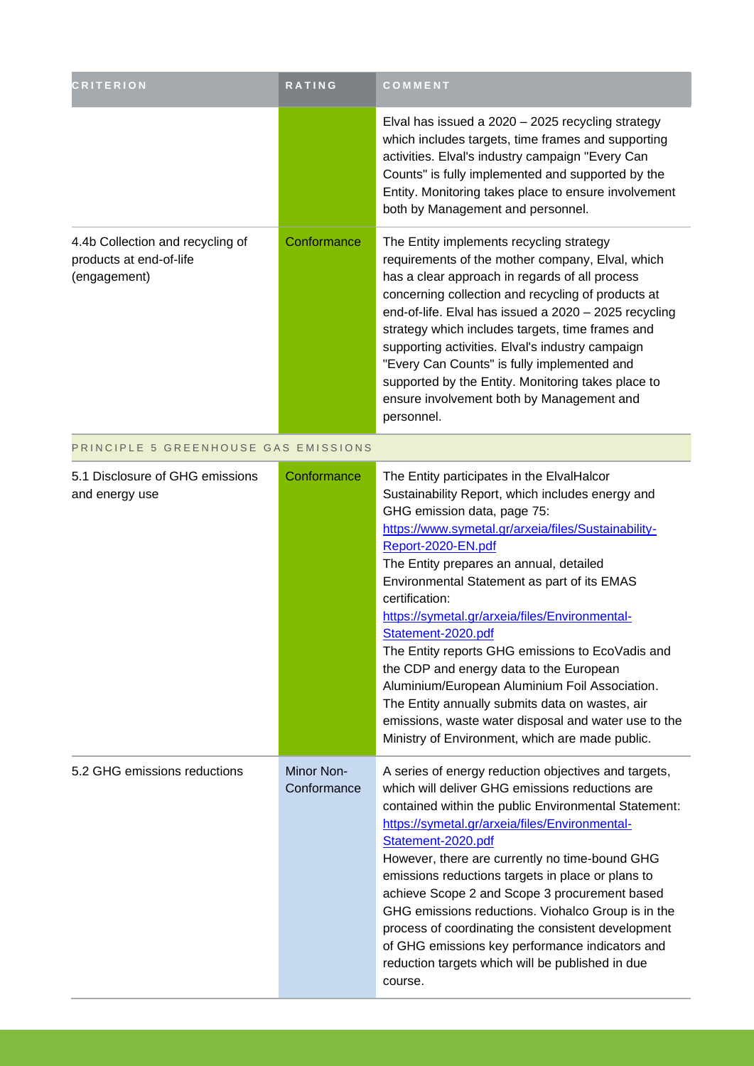| CRITERION | RATING | COMMENT |
|---|---|---|
| | | Elval has issued a 2020 – 2025 recycling strategy which includes targets, time frames and supporting activities. Elval's industry campaign "Every Can Counts" is fully implemented and supported by the Entity. Monitoring takes place to ensure involvement both by Management and personnel. |
| 4.4b Collection and recycling of products at end-of-life (engagement) | Conformance | The Entity implements recycling strategy requirements of the mother company, Elval, which has a clear approach in regards of all process concerning collection and recycling of products at end-of-life. Elval has issued a 2020 – 2025 recycling strategy which includes targets, time frames and supporting activities. Elval's industry campaign "Every Can Counts" is fully implemented and supported by the Entity. Monitoring takes place to ensure involvement both by Management and personnel. |
| PRINCIPLE 5 GREENHOUSE GAS EMISSIONS | | |
| 5.1 Disclosure of GHG emissions and energy use | Conformance | The Entity participates in the ElvalHalcor Sustainability Report, which includes energy and GHG emission data, page 75: https://www.symetal.gr/arxeia/files/Sustainability-Report-2020-EN.pdf The Entity prepares an annual, detailed Environmental Statement as part of its EMAS certification: https://symetal.gr/arxeia/files/Environmental-Statement-2020.pdf The Entity reports GHG emissions to EcoVadis and the CDP and energy data to the European Aluminium/European Aluminium Foil Association. The Entity annually submits data on wastes, air emissions, waste water disposal and water use to the Ministry of Environment, which are made public. |
| 5.2 GHG emissions reductions | Minor Non-Conformance | A series of energy reduction objectives and targets, which will deliver GHG emissions reductions are contained within the public Environmental Statement: https://symetal.gr/arxeia/files/Environmental-Statement-2020.pdf However, there are currently no time-bound GHG emissions reductions targets in place or plans to achieve Scope 2 and Scope 3 procurement based GHG emissions reductions. Viohalco Group is in the process of coordinating the consistent development of GHG emissions key performance indicators and reduction targets which will be published in due course. |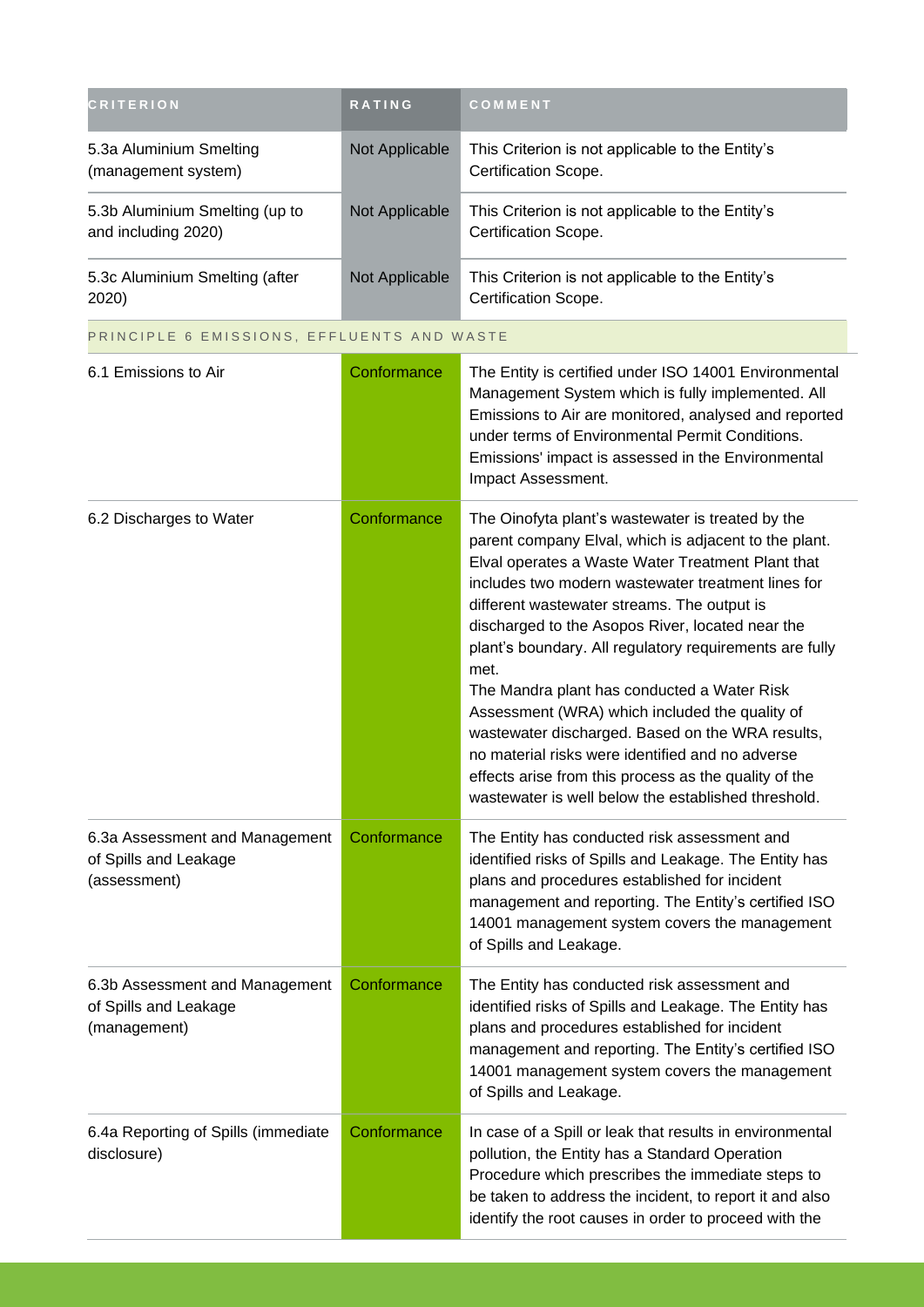| CRITERION | RATING | COMMENT |
| --- | --- | --- |
| 5.3a Aluminium Smelting (management system) | Not Applicable | This Criterion is not applicable to the Entity's Certification Scope. |
| 5.3b Aluminium Smelting (up to and including 2020) | Not Applicable | This Criterion is not applicable to the Entity's Certification Scope. |
| 5.3c Aluminium Smelting (after 2020) | Not Applicable | This Criterion is not applicable to the Entity's Certification Scope. |
| PRINCIPLE 6 EMISSIONS, EFFLUENTS AND WASTE | | |
| 6.1 Emissions to Air | Conformance | The Entity is certified under ISO 14001 Environmental Management System which is fully implemented. All Emissions to Air are monitored, analysed and reported under terms of Environmental Permit Conditions. Emissions' impact is assessed in the Environmental Impact Assessment. |
| 6.2 Discharges to Water | Conformance | The Oinofyta plant's wastewater is treated by the parent company Elval, which is adjacent to the plant. Elval operates a Waste Water Treatment Plant that includes two modern wastewater treatment lines for different wastewater streams. The output is discharged to the Asopos River, located near the plant's boundary. All regulatory requirements are fully met.<br>The Mandra plant has conducted a Water Risk Assessment (WRA) which included the quality of wastewater discharged. Based on the WRA results, no material risks were identified and no adverse effects arise from this process as the quality of the wastewater is well below the established threshold. |
| 6.3a Assessment and Management of Spills and Leakage (assessment) | Conformance | The Entity has conducted risk assessment and identified risks of Spills and Leakage. The Entity has plans and procedures established for incident management and reporting. The Entity's certified ISO 14001 management system covers the management of Spills and Leakage. |
| 6.3b Assessment and Management of Spills and Leakage (management) | Conformance | The Entity has conducted risk assessment and identified risks of Spills and Leakage. The Entity has plans and procedures established for incident management and reporting. The Entity's certified ISO 14001 management system covers the management of Spills and Leakage. |
| 6.4a Reporting of Spills (immediate disclosure) | Conformance | In case of a Spill or leak that results in environmental pollution, the Entity has a Standard Operation Procedure which prescribes the immediate steps to be taken to address the incident, to report it and also identify the root causes in order to proceed with the |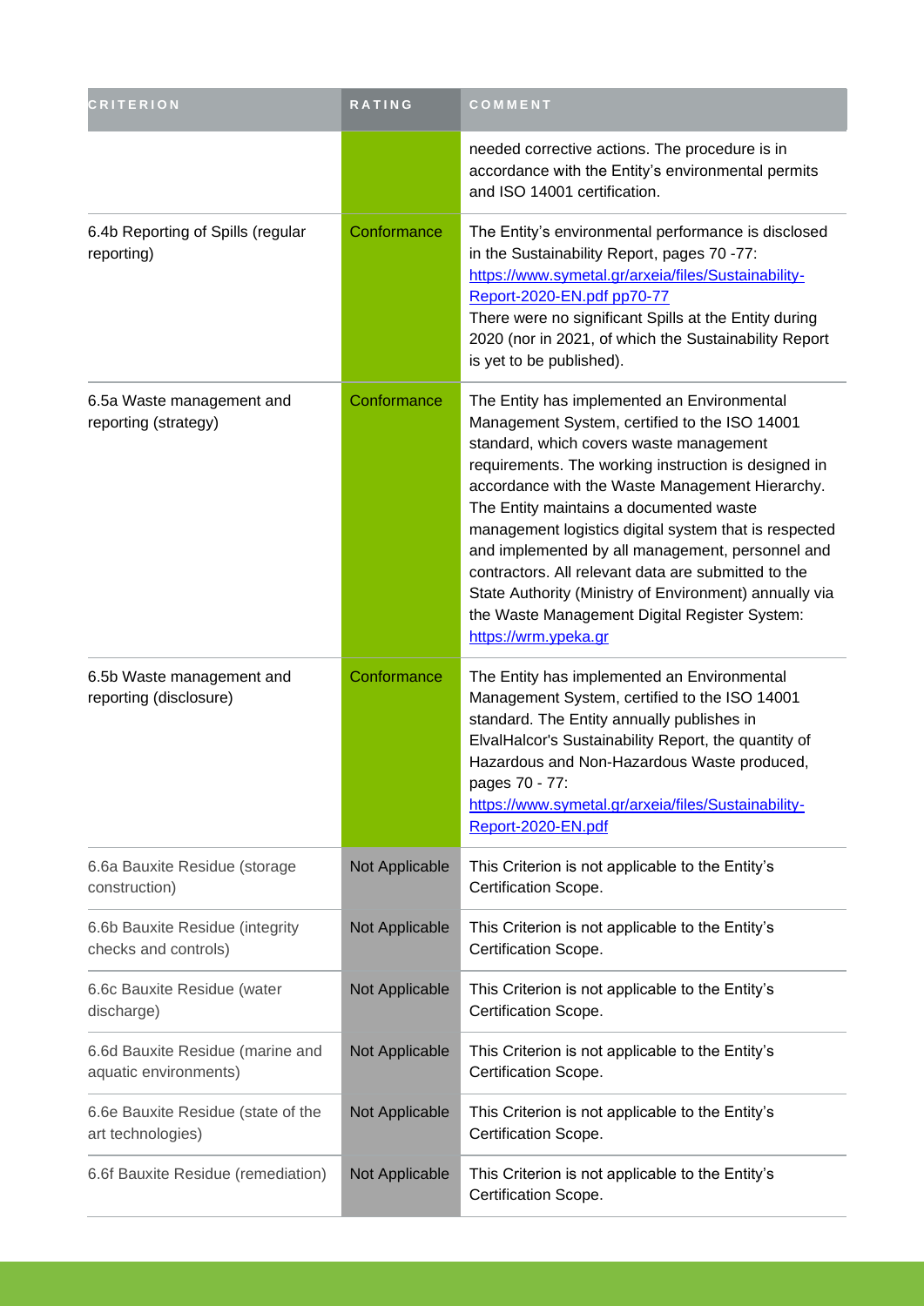| CRITERION | RATING | COMMENT |
| --- | --- | --- |
| | | needed corrective actions. The procedure is in accordance with the Entity's environmental permits and ISO 14001 certification. |
| 6.4b Reporting of Spills (regular reporting) | Conformance | The Entity's environmental performance is disclosed in the Sustainability Report, pages 70 -77: [https://www.symetal.gr/arxeia/files/Sustainability-Report-2020-EN.pdf pp70-77](https://www.symetal.gr/arxeia/files/Sustainability-Report-2020-EN.pdf) There were no significant Spills at the Entity during 2020 (nor in 2021, of which the Sustainability Report is yet to be published). |
| 6.5a Waste management and reporting (strategy) | Conformance | The Entity has implemented an Environmental Management System, certified to the ISO 14001 standard, which covers waste management requirements. The working instruction is designed in accordance with the Waste Management Hierarchy. The Entity maintains a documented waste management logistics digital system that is respected and implemented by all management, personnel and contractors. All relevant data are submitted to the State Authority (Ministry of Environment) annually via the Waste Management Digital Register System: [https://wrm.ypeka.gr](https://wrm.ypeka.gr) |
| 6.5b Waste management and reporting (disclosure) | Conformance | The Entity has implemented an Environmental Management System, certified to the ISO 14001 standard. The Entity annually publishes in ElvalHalcor's Sustainability Report, the quantity of Hazardous and Non-Hazardous Waste produced, pages 70 - 77: [https://www.symetal.gr/arxeia/files/Sustainability-Report-2020-EN.pdf](https://www.symetal.gr/arxeia/files/Sustainability-Report-2020-EN.pdf) |
| 6.6a Bauxite Residue (storage construction) | Not Applicable | This Criterion is not applicable to the Entity's Certification Scope. |
| 6.6b Bauxite Residue (integrity checks and controls) | Not Applicable | This Criterion is not applicable to the Entity's Certification Scope. |
| 6.6c Bauxite Residue (water discharge) | Not Applicable | This Criterion is not applicable to the Entity's Certification Scope. |
| 6.6d Bauxite Residue (marine and aquatic environments) | Not Applicable | This Criterion is not applicable to the Entity's Certification Scope. |
| 6.6e Bauxite Residue (state of the art technologies) | Not Applicable | This Criterion is not applicable to the Entity's Certification Scope. |
| 6.6f Bauxite Residue (remediation) | Not Applicable | This Criterion is not applicable to the Entity's Certification Scope. |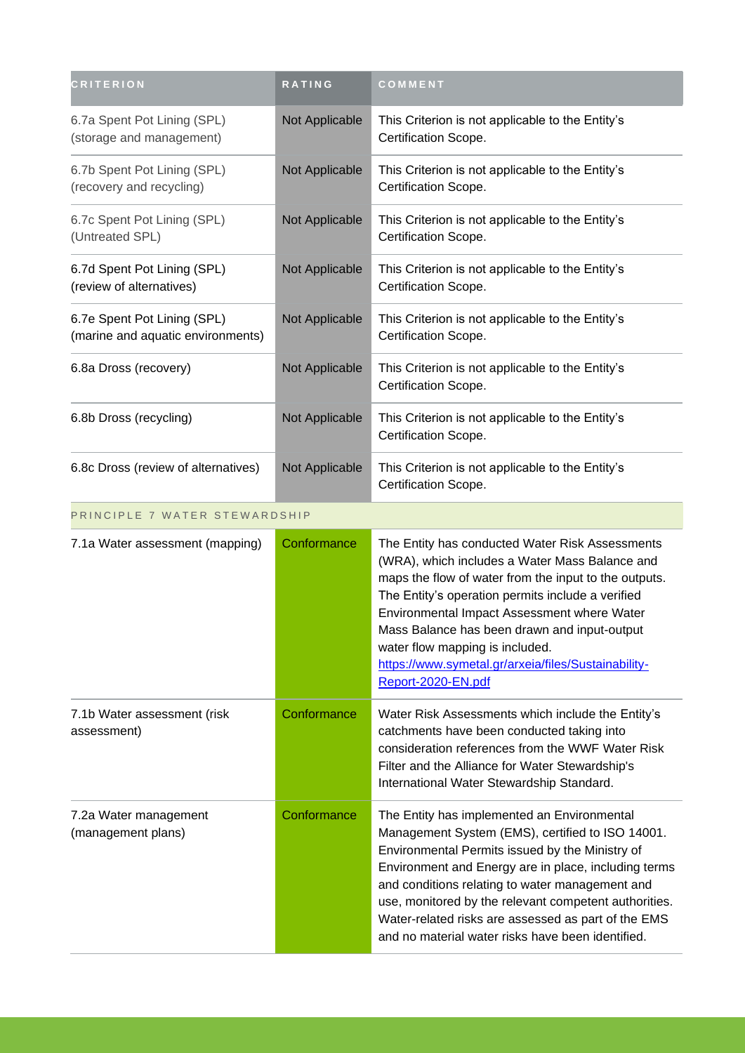| CRITERION | RATING | COMMENT |
|---|---|---|
| 6.7a Spent Pot Lining (SPL) (storage and management) | Not Applicable | This Criterion is not applicable to the Entity's Certification Scope. |
| 6.7b Spent Pot Lining (SPL) (recovery and recycling) | Not Applicable | This Criterion is not applicable to the Entity's Certification Scope. |
| 6.7c Spent Pot Lining (SPL) (Untreated SPL) | Not Applicable | This Criterion is not applicable to the Entity's Certification Scope. |
| 6.7d Spent Pot Lining (SPL) (review of alternatives) | Not Applicable | This Criterion is not applicable to the Entity's Certification Scope. |
| 6.7e Spent Pot Lining (SPL) (marine and aquatic environments) | Not Applicable | This Criterion is not applicable to the Entity's Certification Scope. |
| 6.8a Dross (recovery) | Not Applicable | This Criterion is not applicable to the Entity's Certification Scope. |
| 6.8b Dross (recycling) | Not Applicable | This Criterion is not applicable to the Entity's Certification Scope. |
| 6.8c Dross (review of alternatives) | Not Applicable | This Criterion is not applicable to the Entity's Certification Scope. |
| PRINCIPLE 7 WATER STEWARDSHIP | | |
| 7.1a Water assessment (mapping) | Conformance | The Entity has conducted Water Risk Assessments (WRA), which includes a Water Mass Balance and maps the flow of water from the input to the outputs. The Entity's operation permits include a verified Environmental Impact Assessment where Water Mass Balance has been drawn and input-output water flow mapping is included. https://www.symetal.gr/arxeia/files/Sustainability-Report-2020-EN.pdf |
| 7.1b Water assessment (risk assessment) | Conformance | Water Risk Assessments which include the Entity's catchments have been conducted taking into consideration references from the WWF Water Risk Filter and the Alliance for Water Stewardship's International Water Stewardship Standard. |
| 7.2a Water management (management plans) | Conformance | The Entity has implemented an Environmental Management System (EMS), certified to ISO 14001. Environmental Permits issued by the Ministry of Environment and Energy are in place, including terms and conditions relating to water management and use, monitored by the relevant competent authorities. Water-related risks are assessed as part of the EMS and no material water risks have been identified. |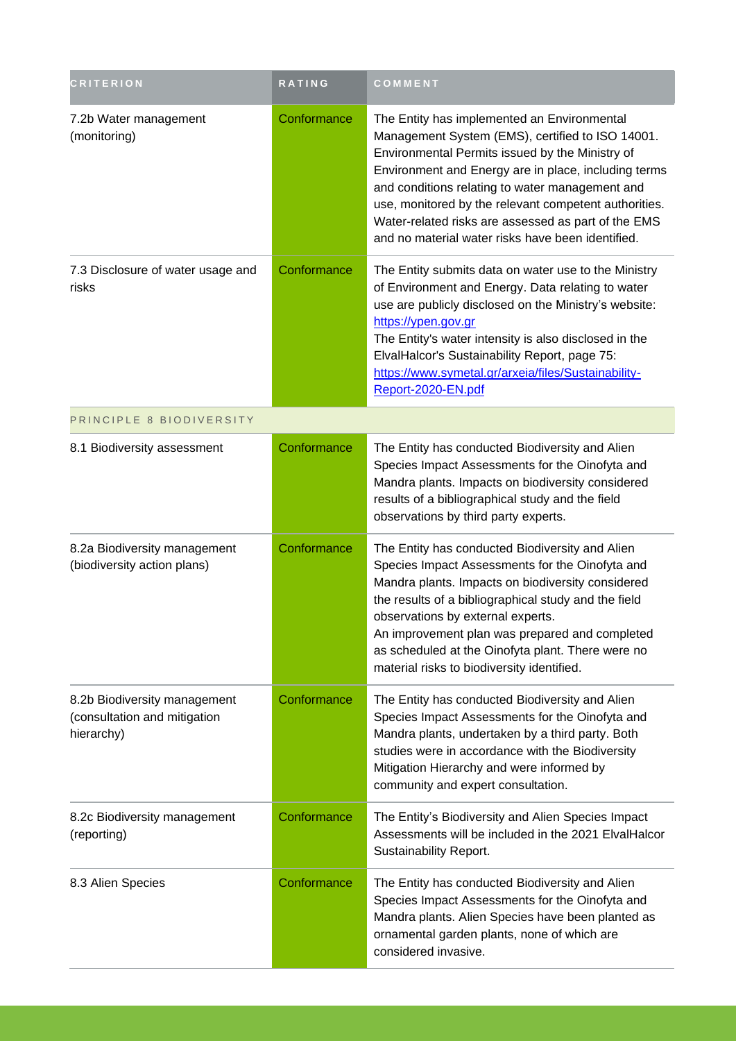| CRITERION | RATING | COMMENT |
| --- | --- | --- |
| 7.2b Water management (monitoring) | Conformance | The Entity has implemented an Environmental Management System (EMS), certified to ISO 14001. Environmental Permits issued by the Ministry of Environment and Energy are in place, including terms and conditions relating to water management and use, monitored by the relevant competent authorities. Water-related risks are assessed as part of the EMS and no material water risks have been identified. |
| 7.3 Disclosure of water usage and risks | Conformance | The Entity submits data on water use to the Ministry of Environment and Energy. Data relating to water use are publicly disclosed on the Ministry's website: [https://ypen.gov.gr](https://ypen.gov.gr)<br>The Entity's water intensity is also disclosed in the ElvalHalcor's Sustainability Report, page 75: [https://www.symetal.gr/arxeia/files/Sustainability-Report-2020-EN.pdf](https://www.symetal.gr/arxeia/files/Sustainability-Report-2020-EN.pdf) |
| PRINCIPLE 8 BIODIVERSITY | | |
| 8.1 Biodiversity assessment | Conformance | The Entity has conducted Biodiversity and Alien Species Impact Assessments for the Oinofyta and Mandra plants. Impacts on biodiversity considered results of a bibliographical study and the field observations by third party experts. |
| 8.2a Biodiversity management (biodiversity action plans) | Conformance | The Entity has conducted Biodiversity and Alien Species Impact Assessments for the Oinofyta and Mandra plants. Impacts on biodiversity considered the results of a bibliographical study and the field observations by external experts.<br>An improvement plan was prepared and completed as scheduled at the Oinofyta plant. There were no material risks to biodiversity identified. |
| 8.2b Biodiversity management (consultation and mitigation hierarchy) | Conformance | The Entity has conducted Biodiversity and Alien Species Impact Assessments for the Oinofyta and Mandra plants, undertaken by a third party. Both studies were in accordance with the Biodiversity Mitigation Hierarchy and were informed by community and expert consultation. |
| 8.2c Biodiversity management (reporting) | Conformance | The Entity's Biodiversity and Alien Species Impact Assessments will be included in the 2021 ElvalHalcor Sustainability Report. |
| 8.3 Alien Species | Conformance | The Entity has conducted Biodiversity and Alien Species Impact Assessments for the Oinofyta and Mandra plants. Alien Species have been planted as ornamental garden plants, none of which are considered invasive. |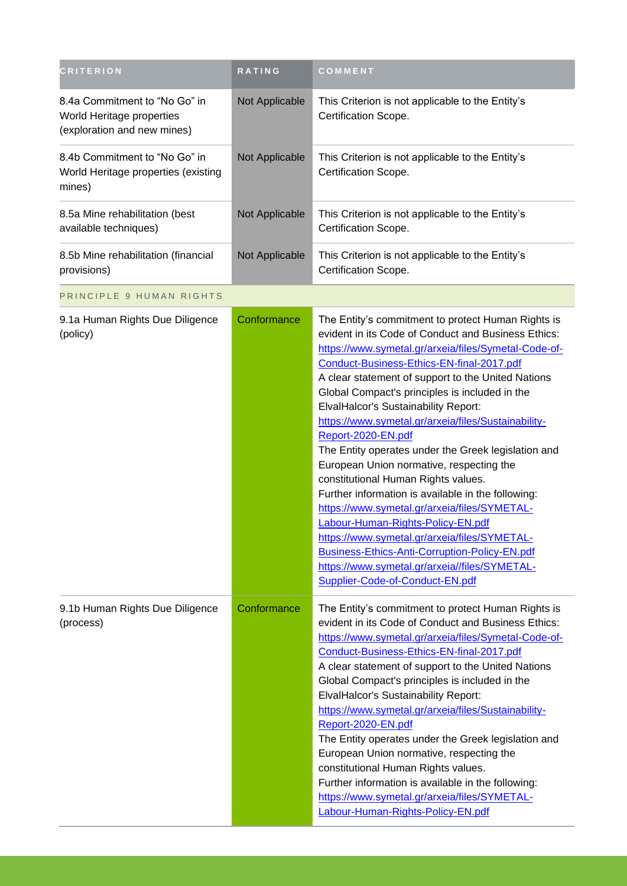| CRITERION | RATING | COMMENT |
| --- | --- | --- |
| 8.4a Commitment to “No Go” in World Heritage properties (exploration and new mines) | Not Applicable | This Criterion is not applicable to the Entity’s Certification Scope. |
| 8.4b Commitment to “No Go” in World Heritage properties (existing mines) | Not Applicable | This Criterion is not applicable to the Entity’s Certification Scope. |
| 8.5a Mine rehabilitation (best available techniques) | Not Applicable | This Criterion is not applicable to the Entity’s Certification Scope. |
| 8.5b Mine rehabilitation (financial provisions) | Not Applicable | This Criterion is not applicable to the Entity’s Certification Scope. |
| PRINCIPLE 9 HUMAN RIGHTS | | |
| 9.1a Human Rights Due Diligence (policy) | Conformance | The Entity’s commitment to protect Human Rights is evident in its Code of Conduct and Business Ethics: https://www.symetal.gr/arxeia/files/Symetal-Code-of-Conduct-Business-Ethics-EN-final-2017.pdf A clear statement of support to the United Nations Global Compact's principles is included in the ElvalHalcor's Sustainability Report: https://www.symetal.gr/arxeia/files/Sustainability-Report-2020-EN.pdf The Entity operates under the Greek legislation and European Union normative, respecting the constitutional Human Rights values. Further information is available in the following: https://www.symetal.gr/arxeia/files/SYMETAL-Labour-Human-Rights-Policy-EN.pdf https://www.symetal.gr/arxeia/files/SYMETAL-Business-Ethics-Anti-Corruption-Policy-EN.pdf https://www.symetal.gr/arxeia//files/SYMETAL-Supplier-Code-of-Conduct-EN.pdf |
| 9.1b Human Rights Due Diligence (process) | Conformance | The Entity’s commitment to protect Human Rights is evident in its Code of Conduct and Business Ethics: https://www.symetal.gr/arxeia/files/Symetal-Code-of-Conduct-Business-Ethics-EN-final-2017.pdf A clear statement of support to the United Nations Global Compact's principles is included in the ElvalHalcor's Sustainability Report: https://www.symetal.gr/arxeia/files/Sustainability-Report-2020-EN.pdf The Entity operates under the Greek legislation and European Union normative, respecting the constitutional Human Rights values. Further information is available in the following: https://www.symetal.gr/arxeia/files/SYMETAL-Labour-Human-Rights-Policy-EN.pdf |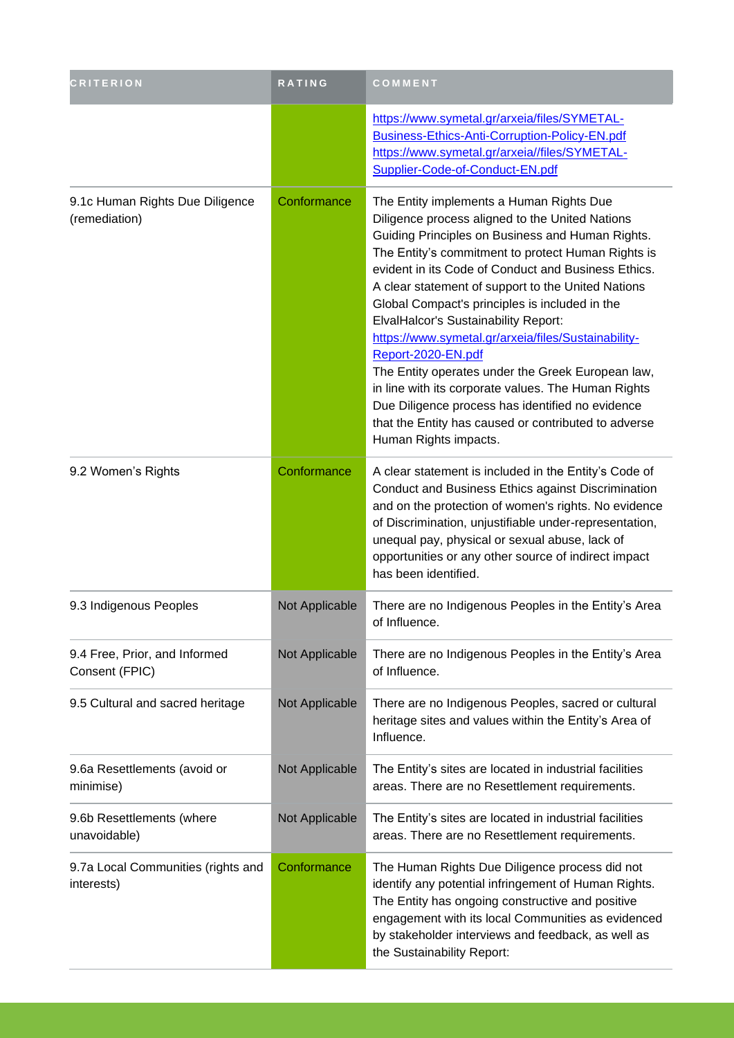| CRITERION | RATING | COMMENT |
| --- | --- | --- |
| | | https://www.symetal.gr/arxeia/files/SYMETAL-Business-Ethics-Anti-Corruption-Policy-EN.pdf https://www.symetal.gr/arxeia//files/SYMETAL-Supplier-Code-of-Conduct-EN.pdf |
| 9.1c Human Rights Due Diligence (remediation) | Conformance | The Entity implements a Human Rights Due Diligence process aligned to the United Nations Guiding Principles on Business and Human Rights. The Entity's commitment to protect Human Rights is evident in its Code of Conduct and Business Ethics. A clear statement of support to the United Nations Global Compact's principles is included in the ElvalHalcor's Sustainability Report: https://www.symetal.gr/arxeia/files/Sustainability-Report-2020-EN.pdf The Entity operates under the Greek European law, in line with its corporate values. The Human Rights Due Diligence process has identified no evidence that the Entity has caused or contributed to adverse Human Rights impacts. |
| 9.2 Women's Rights | Conformance | A clear statement is included in the Entity's Code of Conduct and Business Ethics against Discrimination and on the protection of women's rights. No evidence of Discrimination, unjustifiable under-representation, unequal pay, physical or sexual abuse, lack of opportunities or any other source of indirect impact has been identified. |
| 9.3 Indigenous Peoples | Not Applicable | There are no Indigenous Peoples in the Entity's Area of Influence. |
| 9.4 Free, Prior, and Informed Consent (FPIC) | Not Applicable | There are no Indigenous Peoples in the Entity's Area of Influence. |
| 9.5 Cultural and sacred heritage | Not Applicable | There are no Indigenous Peoples, sacred or cultural heritage sites and values within the Entity's Area of Influence. |
| 9.6a Resettlements (avoid or minimise) | Not Applicable | The Entity's sites are located in industrial facilities areas. There are no Resettlement requirements. |
| 9.6b Resettlements (where unavoidable) | Not Applicable | The Entity's sites are located in industrial facilities areas. There are no Resettlement requirements. |
| 9.7a Local Communities (rights and interests) | Conformance | The Human Rights Due Diligence process did not identify any potential infringement of Human Rights. The Entity has ongoing constructive and positive engagement with its local Communities as evidenced by stakeholder interviews and feedback, as well as the Sustainability Report: |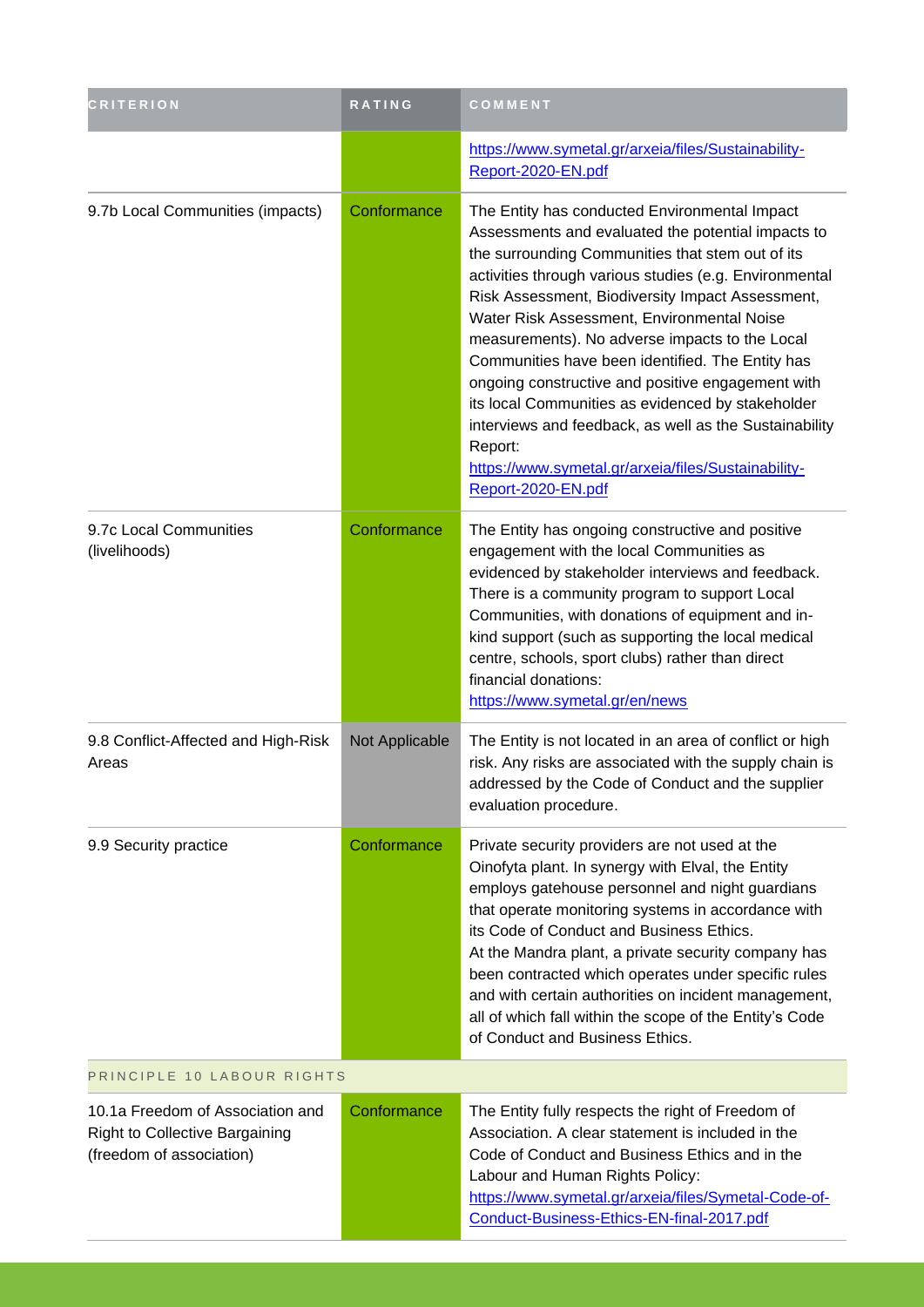| CRITERION | RATING | COMMENT |
|---|---|---|
| | | https://www.symetal.gr/arxeia/files/Sustainability-Report-2020-EN.pdf |
| 9.7b Local Communities (impacts) | Conformance | The Entity has conducted Environmental Impact Assessments and evaluated the potential impacts to the surrounding Communities that stem out of its activities through various studies (e.g. Environmental Risk Assessment, Biodiversity Impact Assessment, Water Risk Assessment, Environmental Noise measurements). No adverse impacts to the Local Communities have been identified. The Entity has ongoing constructive and positive engagement with its local Communities as evidenced by stakeholder interviews and feedback, as well as the Sustainability Report: https://www.symetal.gr/arxeia/files/Sustainability-Report-2020-EN.pdf |
| 9.7c Local Communities (livelihoods) | Conformance | The Entity has ongoing constructive and positive engagement with the local Communities as evidenced by stakeholder interviews and feedback. There is a community program to support Local Communities, with donations of equipment and in-kind support (such as supporting the local medical centre, schools, sport clubs) rather than direct financial donations: https://www.symetal.gr/en/news |
| 9.8 Conflict-Affected and High-Risk Areas | Not Applicable | The Entity is not located in an area of conflict or high risk. Any risks are associated with the supply chain is addressed by the Code of Conduct and the supplier evaluation procedure. |
| 9.9 Security practice | Conformance | Private security providers are not used at the Oinofyta plant. In synergy with Elval, the Entity employs gatehouse personnel and night guardians that operate monitoring systems in accordance with its Code of Conduct and Business Ethics.<br>At the Mandra plant, a private security company has been contracted which operates under specific rules and with certain authorities on incident management, all of which fall within the scope of the Entity's Code of Conduct and Business Ethics. |
| PRINCIPLE 10 LABOUR RIGHTS | | |
| 10.1a Freedom of Association and Right to Collective Bargaining (freedom of association) | Conformance | The Entity fully respects the right of Freedom of Association. A clear statement is included in the Code of Conduct and Business Ethics and in the Labour and Human Rights Policy: https://www.symetal.gr/arxeia/files/Symetal-Code-of-Conduct-Business-Ethics-EN-final-2017.pdf |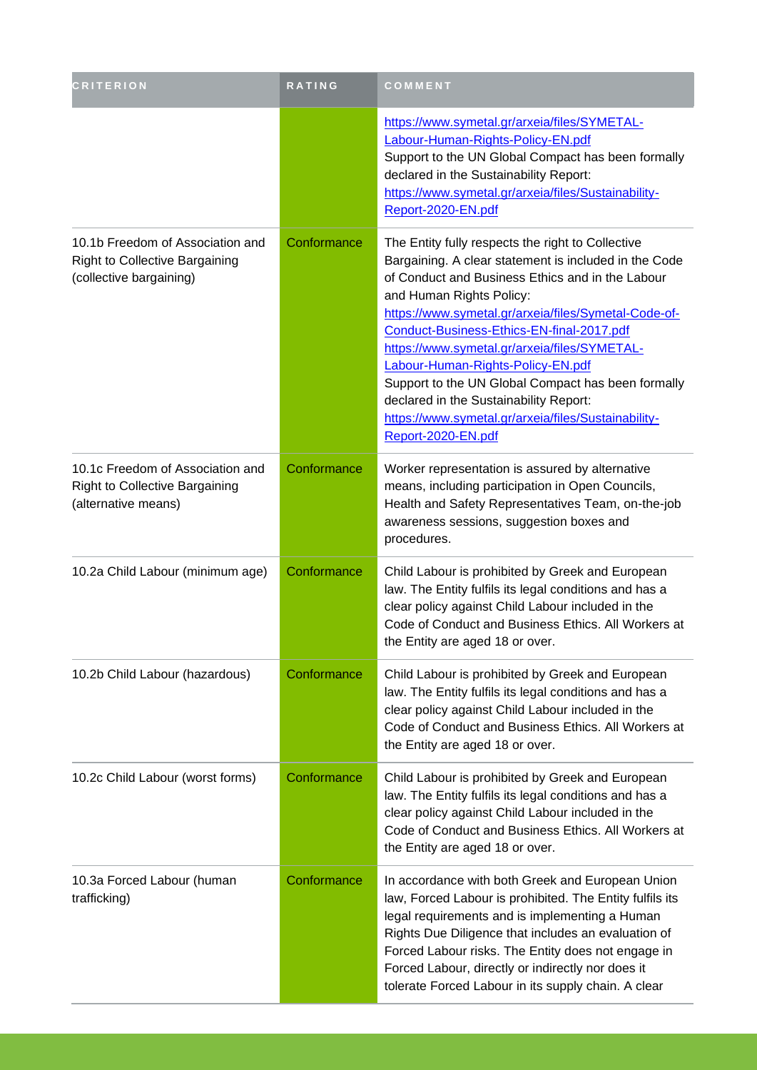| CRITERION | RATING | COMMENT |
| --- | --- | --- |
| | | https://www.symetal.gr/arxeia/files/SYMETAL-Labour-Human-Rights-Policy-EN.pdf Support to the UN Global Compact has been formally declared in the Sustainability Report: https://www.symetal.gr/arxeia/files/Sustainability-Report-2020-EN.pdf |
| 10.1b Freedom of Association and Right to Collective Bargaining (collective bargaining) | Conformance | The Entity fully respects the right to Collective Bargaining. A clear statement is included in the Code of Conduct and Business Ethics and in the Labour and Human Rights Policy: https://www.symetal.gr/arxeia/files/Symetal-Code-of-Conduct-Business-Ethics-EN-final-2017.pdf https://www.symetal.gr/arxeia/files/SYMETAL-Labour-Human-Rights-Policy-EN.pdf Support to the UN Global Compact has been formally declared in the Sustainability Report: https://www.symetal.gr/arxeia/files/Sustainability-Report-2020-EN.pdf |
| 10.1c Freedom of Association and Right to Collective Bargaining (alternative means) | Conformance | Worker representation is assured by alternative means, including participation in Open Councils, Health and Safety Representatives Team, on-the-job awareness sessions, suggestion boxes and procedures. |
| 10.2a Child Labour (minimum age) | Conformance | Child Labour is prohibited by Greek and European law. The Entity fulfils its legal conditions and has a clear policy against Child Labour included in the Code of Conduct and Business Ethics. All Workers at the Entity are aged 18 or over. |
| 10.2b Child Labour (hazardous) | Conformance | Child Labour is prohibited by Greek and European law. The Entity fulfils its legal conditions and has a clear policy against Child Labour included in the Code of Conduct and Business Ethics. All Workers at the Entity are aged 18 or over. |
| 10.2c Child Labour (worst forms) | Conformance | Child Labour is prohibited by Greek and European law. The Entity fulfils its legal conditions and has a clear policy against Child Labour included in the Code of Conduct and Business Ethics. All Workers at the Entity are aged 18 or over. |
| 10.3a Forced Labour (human trafficking) | Conformance | In accordance with both Greek and European Union law, Forced Labour is prohibited. The Entity fulfils its legal requirements and is implementing a Human Rights Due Diligence that includes an evaluation of Forced Labour risks. The Entity does not engage in Forced Labour, directly or indirectly nor does it tolerate Forced Labour in its supply chain. A clear |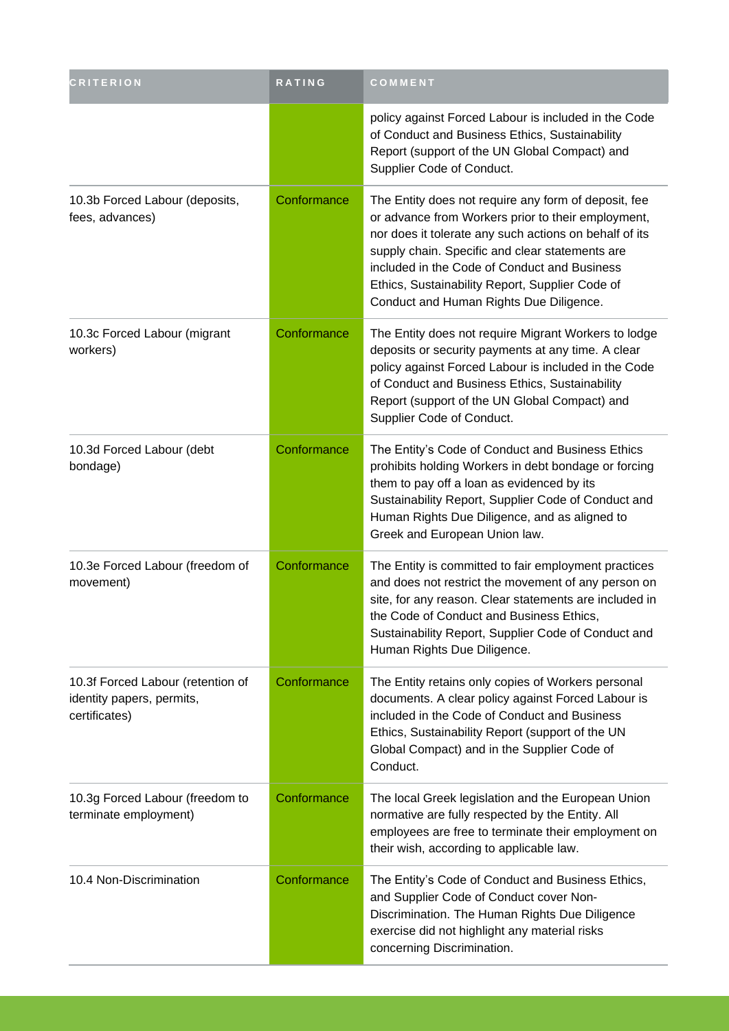| CRITERION | RATING | COMMENT |
| --- | --- | --- |
| | | policy against Forced Labour is included in the Code of Conduct and Business Ethics, Sustainability Report (support of the UN Global Compact) and Supplier Code of Conduct. |
| 10.3b Forced Labour (deposits, fees, advances) | Conformance | The Entity does not require any form of deposit, fee or advance from Workers prior to their employment, nor does it tolerate any such actions on behalf of its supply chain. Specific and clear statements are included in the Code of Conduct and Business Ethics, Sustainability Report, Supplier Code of Conduct and Human Rights Due Diligence. |
| 10.3c Forced Labour (migrant workers) | Conformance | The Entity does not require Migrant Workers to lodge deposits or security payments at any time. A clear policy against Forced Labour is included in the Code of Conduct and Business Ethics, Sustainability Report (support of the UN Global Compact) and Supplier Code of Conduct. |
| 10.3d Forced Labour (debt bondage) | Conformance | The Entity's Code of Conduct and Business Ethics prohibits holding Workers in debt bondage or forcing them to pay off a loan as evidenced by its Sustainability Report, Supplier Code of Conduct and Human Rights Due Diligence, and as aligned to Greek and European Union law. |
| 10.3e Forced Labour (freedom of movement) | Conformance | The Entity is committed to fair employment practices and does not restrict the movement of any person on site, for any reason. Clear statements are included in the Code of Conduct and Business Ethics, Sustainability Report, Supplier Code of Conduct and Human Rights Due Diligence. |
| 10.3f Forced Labour (retention of identity papers, permits, certificates) | Conformance | The Entity retains only copies of Workers personal documents. A clear policy against Forced Labour is included in the Code of Conduct and Business Ethics, Sustainability Report (support of the UN Global Compact) and in the Supplier Code of Conduct. |
| 10.3g Forced Labour (freedom to terminate employment) | Conformance | The local Greek legislation and the European Union normative are fully respected by the Entity. All employees are free to terminate their employment on their wish, according to applicable law. |
| 10.4 Non-Discrimination | Conformance | The Entity's Code of Conduct and Business Ethics, and Supplier Code of Conduct cover Non-Discrimination. The Human Rights Due Diligence exercise did not highlight any material risks concerning Discrimination. |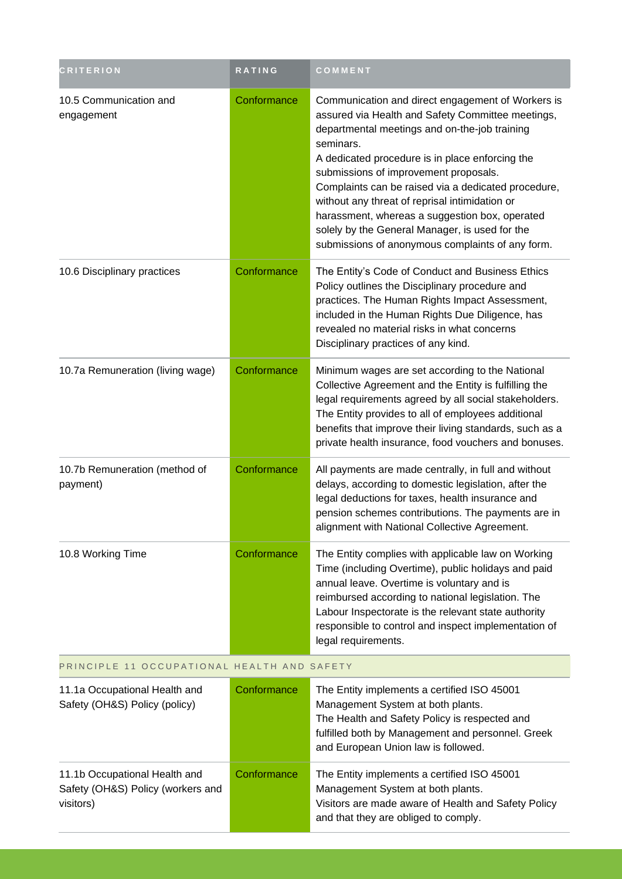| CRITERION | RATING | COMMENT |
|---|---|---|
| 10.5 Communication and engagement | Conformance | Communication and direct engagement of Workers is assured via Health and Safety Committee meetings, departmental meetings and on-the-job training seminars.<br>A dedicated procedure is in place enforcing the submissions of improvement proposals.<br>Complaints can be raised via a dedicated procedure, without any threat of reprisal intimidation or harassment, whereas a suggestion box, operated solely by the General Manager, is used for the submissions of anonymous complaints of any form. |
| 10.6 Disciplinary practices | Conformance | The Entity's Code of Conduct and Business Ethics Policy outlines the Disciplinary procedure and practices. The Human Rights Impact Assessment, included in the Human Rights Due Diligence, has revealed no material risks in what concerns Disciplinary practices of any kind. |
| 10.7a Remuneration (living wage) | Conformance | Minimum wages are set according to the National Collective Agreement and the Entity is fulfilling the legal requirements agreed by all social stakeholders. The Entity provides to all of employees additional benefits that improve their living standards, such as a private health insurance, food vouchers and bonuses. |
| 10.7b Remuneration (method of payment) | Conformance | All payments are made centrally, in full and without delays, according to domestic legislation, after the legal deductions for taxes, health insurance and pension schemes contributions. The payments are in alignment with National Collective Agreement. |
| 10.8 Working Time | Conformance | The Entity complies with applicable law on Working Time (including Overtime), public holidays and paid annual leave. Overtime is voluntary and is reimbursed according to national legislation. The Labour Inspectorate is the relevant state authority responsible to control and inspect implementation of legal requirements. |
| PRINCIPLE 11 OCCUPATIONAL HEALTH AND SAFETY | | |
| 11.1a Occupational Health and Safety (OH&S) Policy (policy) | Conformance | The Entity implements a certified ISO 45001 Management System at both plants.<br>The Health and Safety Policy is respected and fulfilled both by Management and personnel. Greek and European Union law is followed. |
| 11.1b Occupational Health and Safety (OH&S) Policy (workers and visitors) | Conformance | The Entity implements a certified ISO 45001 Management System at both plants.<br>Visitors are made aware of Health and Safety Policy and that they are obliged to comply. |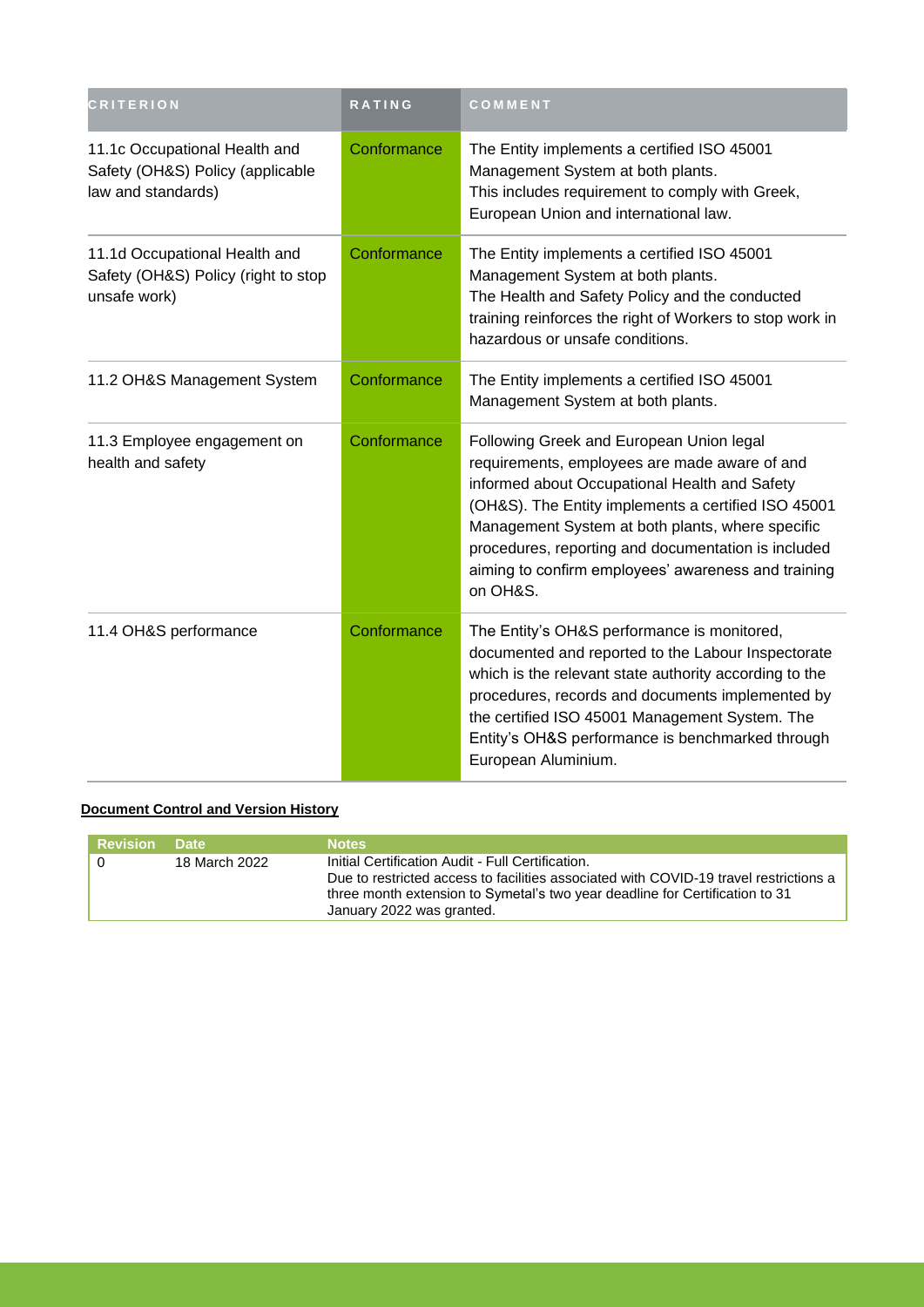| CRITERION | RATING | COMMENT |
|---|---|---|
| 11.1c Occupational Health and Safety (OH&S) Policy (applicable law and standards) | Conformance | The Entity implements a certified ISO 45001 Management System at both plants. This includes requirement to comply with Greek, European Union and international law. |
| 11.1d Occupational Health and Safety (OH&S) Policy (right to stop unsafe work) | Conformance | The Entity implements a certified ISO 45001 Management System at both plants. The Health and Safety Policy and the conducted training reinforces the right of Workers to stop work in hazardous or unsafe conditions. |
| 11.2 OH&S Management System | Conformance | The Entity implements a certified ISO 45001 Management System at both plants. |
| 11.3 Employee engagement on health and safety | Conformance | Following Greek and European Union legal requirements, employees are made aware of and informed about Occupational Health and Safety (OH&S). The Entity implements a certified ISO 45001 Management System at both plants, where specific procedures, reporting and documentation is included aiming to confirm employees' awareness and training on OH&S. |
| 11.4 OH&S performance | Conformance | The Entity's OH&S performance is monitored, documented and reported to the Labour Inspectorate which is the relevant state authority according to the procedures, records and documents implemented by the certified ISO 45001 Management System. The Entity's OH&S performance is benchmarked through European Aluminium. |

**Document Control and Version History**

| Revision | Date | Notes |
|---|---|---|
| 0 | 18 March 2022 | Initial Certification Audit - Full Certification. Due to restricted access to facilities associated with COVID-19 travel restrictions a three month extension to Symetal's two year deadline for Certification to 31 January 2022 was granted. |